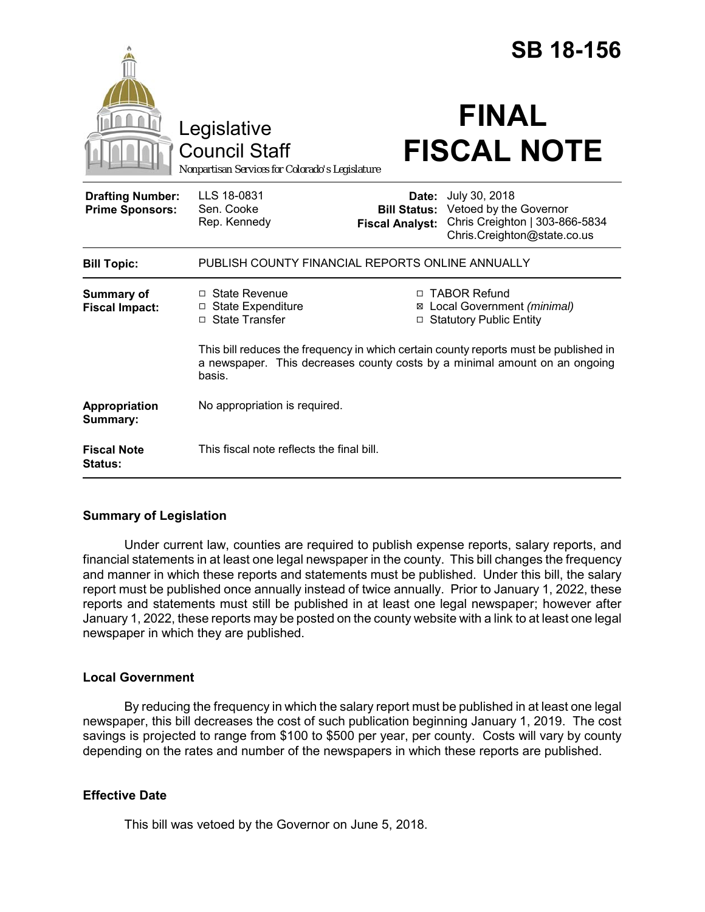# SB 18-156

Legislative Council Staff

Nonpartisan Services for Colorado's Legislature

# FINAL FISCAL NOTE

| | | | |
|---|---|---|---|
| **Drafting Number:** | LLS 18-0831 | **Date:** | July 30, 2018 |
| **Prime Sponsors:** | Sen. Cooke<br>Rep. Kennedy | **Bill Status:** | Vetoed by the Governor |
| | | **Fiscal Analyst:** | Chris Creighton \| 303-866-5834<br>Chris.Creighton@state.co.us |

| | |
|---|---|
| **Bill Topic:** | PUBLISH COUNTY FINANCIAL REPORTS ONLINE ANNUALLY |
| **Summary of Fiscal Impact:** | ☐ State Revenue<br>☐ State Expenditure<br>☐ State Transfer<br>☐ TABOR Refund<br>☒ Local Government *(minimal)*<br>☐ Statutory Public Entity<br><br>This bill reduces the frequency in which certain county reports must be published in a newspaper. This decreases county costs by a minimal amount on an ongoing basis. |
| **Appropriation Summary:** | No appropriation is required. |
| **Fiscal Note Status:** | This fiscal note reflects the final bill. |

## Summary of Legislation

Under current law, counties are required to publish expense reports, salary reports, and financial statements in at least one legal newspaper in the county. This bill changes the frequency and manner in which these reports and statements must be published. Under this bill, the salary report must be published once annually instead of twice annually. Prior to January 1, 2022, these reports and statements must still be published in at least one legal newspaper; however after January 1, 2022, these reports may be posted on the county website with a link to at least one legal newspaper in which they are published.

## Local Government

By reducing the frequency in which the salary report must be published in at least one legal newspaper, this bill decreases the cost of such publication beginning January 1, 2019. The cost savings is projected to range from $100 to $500 per year, per county. Costs will vary by county depending on the rates and number of the newspapers in which these reports are published.

## Effective Date

This bill was vetoed by the Governor on June 5, 2018.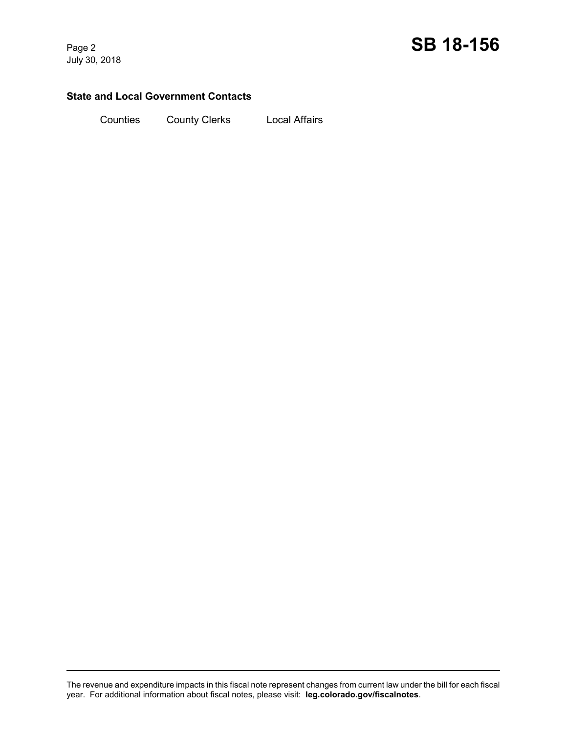### State and Local Government Contacts

Counties     County Clerks     Local Affairs

The revenue and expenditure impacts in this fiscal note represent changes from current law under the bill for each fiscal year. For additional information about fiscal notes, please visit: **leg.colorado.gov/fiscalnotes**.